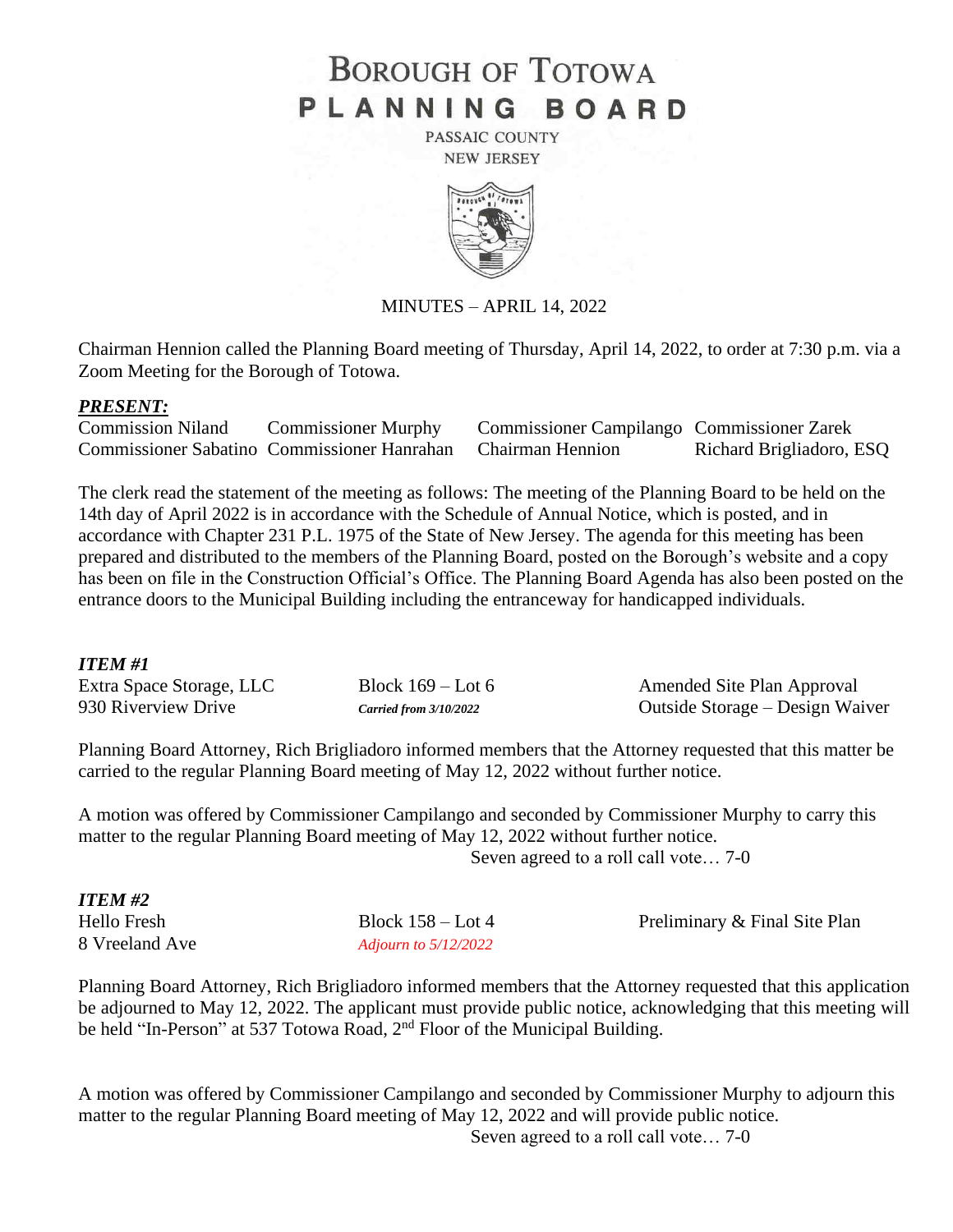# BOROUGH OF TOTOWA
# PLANNING BOARD

PASSAIC COUNTY
NEW JERSEY

MINUTES – APRIL 14, 2022

Chairman Hennion called the Planning Board meeting of Thursday, April 14, 2022, to order at 7:30 p.m. via a Zoom Meeting for the Borough of Totowa.

***PRESENT:***

| | | | |
|---|---|---|---|
| Commission Niland | Commissioner Murphy | Commissioner Campilango | Commissioner Zarek |
| Commissioner Sabatino | Commissioner Hanrahan | Chairman Hennion | Richard Brigliadoro, ESQ |

The clerk read the statement of the meeting as follows: The meeting of the Planning Board to be held on the 14th day of April 2022 is in accordance with the Schedule of Annual Notice, which is posted, and in accordance with Chapter 231 P.L. 1975 of the State of New Jersey. The agenda for this meeting has been prepared and distributed to the members of the Planning Board, posted on the Borough's website and a copy has been on file in the Construction Official's Office. The Planning Board Agenda has also been posted on the entrance doors to the Municipal Building including the entranceway for handicapped individuals.

***ITEM #1***

| | | |
|---|---|---|
| Extra Space Storage, LLC | Block 169 – Lot 6 | Amended Site Plan Approval |
| 930 Riverview Drive | ***Carried from 3/10/2022*** | Outside Storage – Design Waiver |

Planning Board Attorney, Rich Brigliadoro informed members that the Attorney requested that this matter be carried to the regular Planning Board meeting of May 12, 2022 without further notice.

A motion was offered by Commissioner Campilango and seconded by Commissioner Murphy to carry this matter to the regular Planning Board meeting of May 12, 2022 without further notice.

Seven agreed to a roll call vote… 7-0

***ITEM #2***

| | | |
|---|---|---|
| Hello Fresh | Block 158 – Lot 4 | Preliminary & Final Site Plan |
| 8 Vreeland Ave | *Adjourn to 5/12/2022* | |

Planning Board Attorney, Rich Brigliadoro informed members that the Attorney requested that this application be adjourned to May 12, 2022. The applicant must provide public notice, acknowledging that this meeting will be held "In-Person" at 537 Totowa Road, 2nd Floor of the Municipal Building.

A motion was offered by Commissioner Campilango and seconded by Commissioner Murphy to adjourn this matter to the regular Planning Board meeting of May 12, 2022 and will provide public notice.

Seven agreed to a roll call vote… 7-0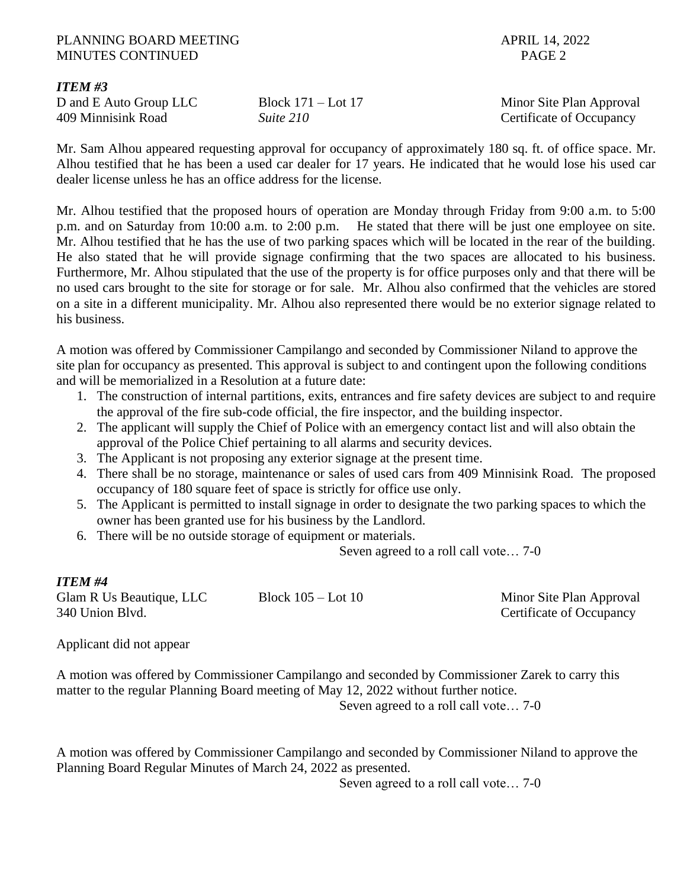***ITEM #3***

| D and E Auto Group LLC | Block 171 – Lot 17 | Minor Site Plan Approval |
|---|---|---|
| 409 Minnisink Road | *Suite 210* | Certificate of Occupancy |

Mr. Sam Alhou appeared requesting approval for occupancy of approximately 180 sq. ft. of office space. Mr. Alhou testified that he has been a used car dealer for 17 years. He indicated that he would lose his used car dealer license unless he has an office address for the license.

Mr. Alhou testified that the proposed hours of operation are Monday through Friday from 9:00 a.m. to 5:00 p.m. and on Saturday from 10:00 a.m. to 2:00 p.m. He stated that there will be just one employee on site. Mr. Alhou testified that he has the use of two parking spaces which will be located in the rear of the building. He also stated that he will provide signage confirming that the two spaces are allocated to his business. Furthermore, Mr. Alhou stipulated that the use of the property is for office purposes only and that there will be no used cars brought to the site for storage or for sale. Mr. Alhou also confirmed that the vehicles are stored on a site in a different municipality. Mr. Alhou also represented there would be no exterior signage related to his business.

A motion was offered by Commissioner Campilango and seconded by Commissioner Niland to approve the site plan for occupancy as presented. This approval is subject to and contingent upon the following conditions and will be memorialized in a Resolution at a future date:

1. The construction of internal partitions, exits, entrances and fire safety devices are subject to and require the approval of the fire sub-code official, the fire inspector, and the building inspector.
2. The applicant will supply the Chief of Police with an emergency contact list and will also obtain the approval of the Police Chief pertaining to all alarms and security devices.
3. The Applicant is not proposing any exterior signage at the present time.
4. There shall be no storage, maintenance or sales of used cars from 409 Minnisink Road. The proposed occupancy of 180 square feet of space is strictly for office use only.
5. The Applicant is permitted to install signage in order to designate the two parking spaces to which the owner has been granted use for his business by the Landlord.
6. There will be no outside storage of equipment or materials.

Seven agreed to a roll call vote… 7-0

***ITEM #4***

| Glam R Us Beautique, LLC | Block 105 – Lot 10 | Minor Site Plan Approval |
|---|---|---|
| 340 Union Blvd. | | Certificate of Occupancy |

Applicant did not appear

A motion was offered by Commissioner Campilango and seconded by Commissioner Zarek to carry this matter to the regular Planning Board meeting of May 12, 2022 without further notice.

Seven agreed to a roll call vote… 7-0

A motion was offered by Commissioner Campilango and seconded by Commissioner Niland to approve the Planning Board Regular Minutes of March 24, 2022 as presented.

Seven agreed to a roll call vote… 7-0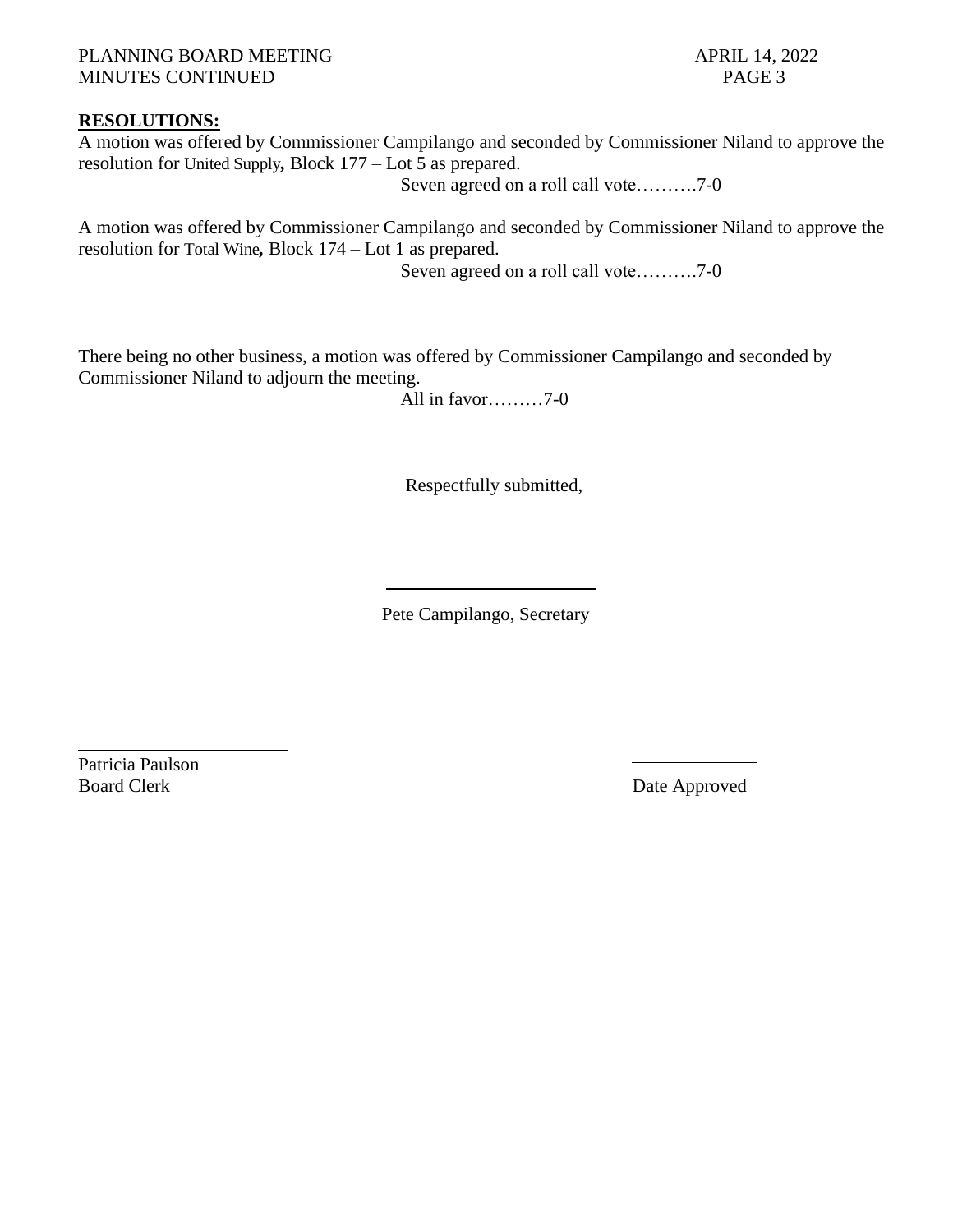**RESOLUTIONS:**

A motion was offered by Commissioner Campilango and seconded by Commissioner Niland to approve the resolution for United Supply**,** Block 177 – Lot 5 as prepared.

Seven agreed on a roll call vote……….7-0

A motion was offered by Commissioner Campilango and seconded by Commissioner Niland to approve the resolution for Total Wine**,** Block 174 – Lot 1 as prepared.

Seven agreed on a roll call vote……….7-0

There being no other business, a motion was offered by Commissioner Campilango and seconded by Commissioner Niland to adjourn the meeting.

All in favor………7-0

Respectfully submitted,

Pete Campilango, Secretary

Patricia Paulson
Board Clerk

Date Approved